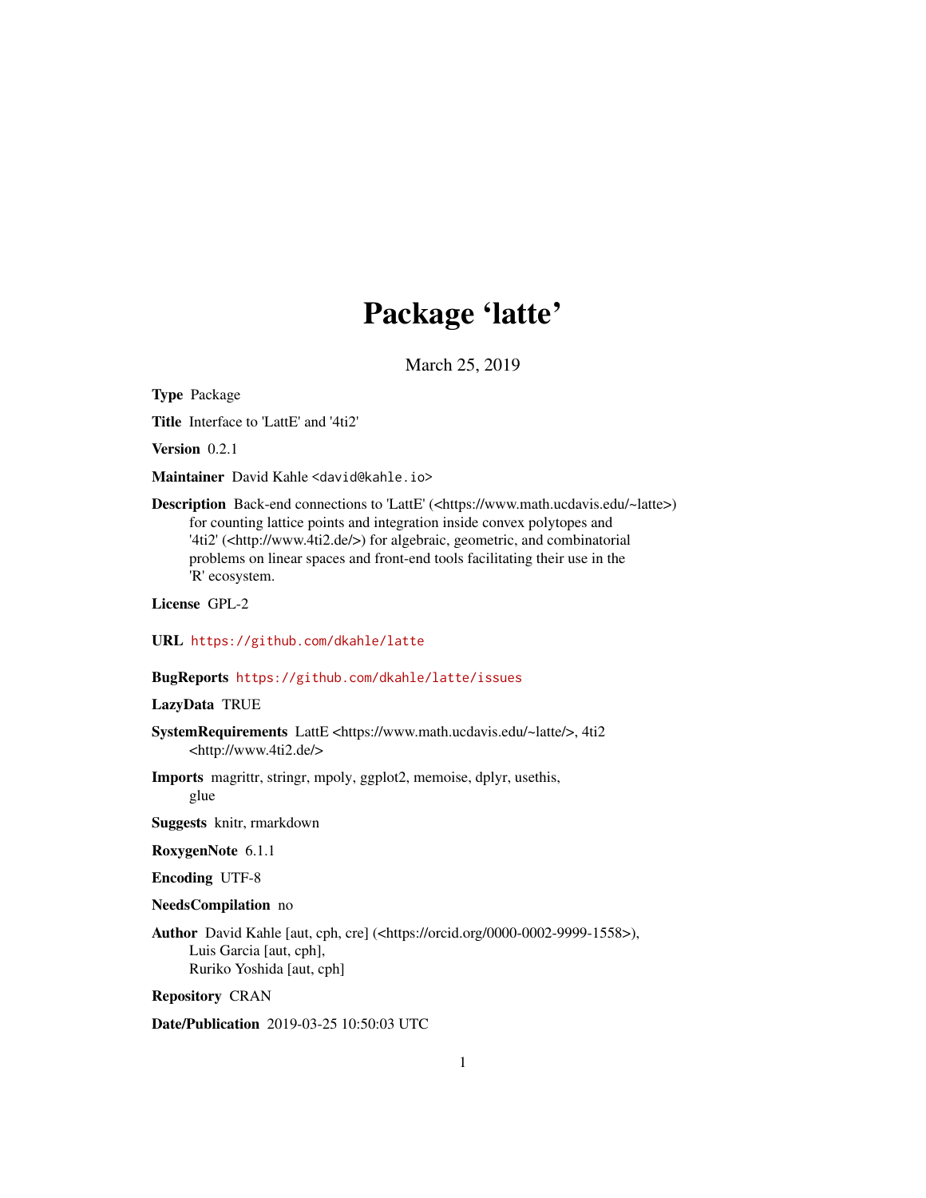# Package 'latte'

March 25, 2019

**Type** Package

**Title** Interface to 'LattE' and '4ti2'

**Version** 0.2.1

**Maintainer** David Kahle <david@kahle.io>

**Description** Back-end connections to 'LattE' (<https://www.math.ucdavis.edu/~latte>) for counting lattice points and integration inside convex polytopes and '4ti2' (<http://www.4ti2.de/>) for algebraic, geometric, and combinatorial problems on linear spaces and front-end tools facilitating their use in the 'R' ecosystem.

**License** GPL-2

**URL** https://github.com/dkahle/latte

**BugReports** https://github.com/dkahle/latte/issues

**LazyData** TRUE

**SystemRequirements** LattE <https://www.math.ucdavis.edu/~latte/>, 4ti2 <http://www.4ti2.de/>

**Imports** magrittr, stringr, mpoly, ggplot2, memoise, dplyr, usethis, glue

**Suggests** knitr, rmarkdown

**RoxygenNote** 6.1.1

**Encoding** UTF-8

**NeedsCompilation** no

**Author** David Kahle [aut, cph, cre] (<https://orcid.org/0000-0002-9999-1558>), Luis Garcia [aut, cph], Ruriko Yoshida [aut, cph]

**Repository** CRAN

**Date/Publication** 2019-03-25 10:50:03 UTC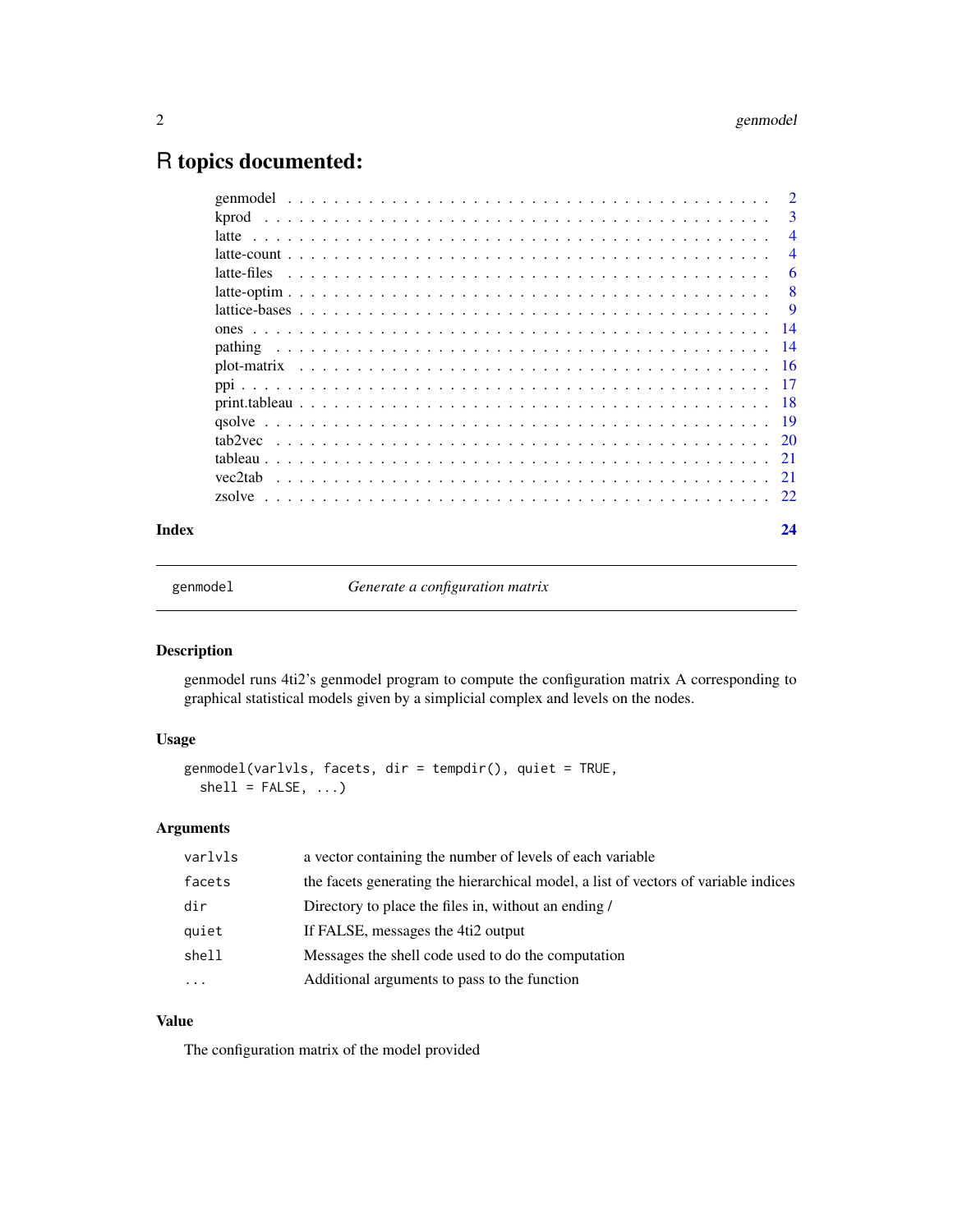# R topics documented:

| | |
|---|---|
| genmodel | 2 |
| kprod | 3 |
| latte | 4 |
| latte-count | 4 |
| latte-files | 6 |
| latte-optim | 8 |
| lattice-bases | 9 |
| ones | 14 |
| pathing | 14 |
| plot-matrix | 16 |
| ppi | 17 |
| print.tableau | 18 |
| qsolve | 19 |
| tab2vec | 20 |
| tableau | 21 |
| vec2tab | 21 |
| zsolve | 22 |
| **Index** | **24** |

---

`genmodel` *Generate a configuration matrix*

---

### Description

genmodel runs 4ti2's genmodel program to compute the configuration matrix A corresponding to graphical statistical models given by a simplicial complex and levels on the nodes.

### Usage

```
genmodel(varlvls, facets, dir = tempdir(), quiet = TRUE,
  shell = FALSE, ...)
```

### Arguments

| | |
|---|---|
| `varlvls` | a vector containing the number of levels of each variable |
| `facets` | the facets generating the hierarchical model, a list of vectors of variable indices |
| `dir` | Directory to place the files in, without an ending / |
| `quiet` | If FALSE, messages the 4ti2 output |
| `shell` | Messages the shell code used to do the computation |
| `...` | Additional arguments to pass to the function |

### Value

The configuration matrix of the model provided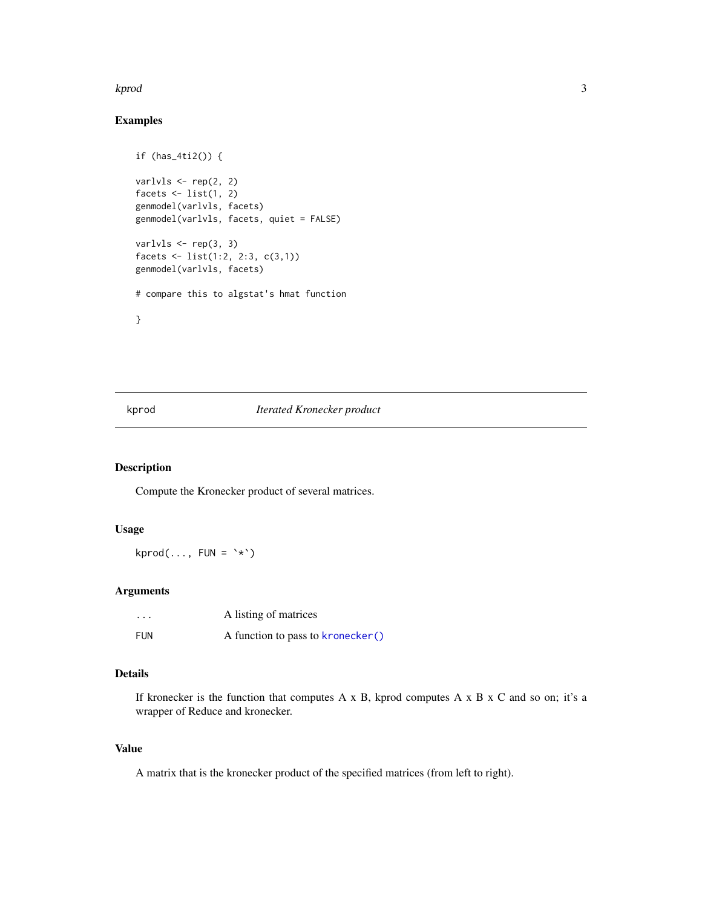## Examples

```
if (has_4ti2()) {

varlvls <- rep(2, 2)
facets <- list(1, 2)
genmodel(varlvls, facets)
genmodel(varlvls, facets, quiet = FALSE)

varlvls <- rep(3, 3)
facets <- list(1:2, 2:3, c(3,1))
genmodel(varlvls, facets)

# compare this to algstat's hmat function

}
```

---

# kprod *Iterated Kronecker product*

## Description

Compute the Kronecker product of several matrices.

## Usage

```
kprod(..., FUN = `*`)
```

## Arguments

| | |
|---|---|
| `...` | A listing of matrices |
| `FUN` | A function to pass to `kronecker()` |

## Details

If kronecker is the function that computes A x B, kprod computes A x B x C and so on; it's a wrapper of Reduce and kronecker.

## Value

A matrix that is the kronecker product of the specified matrices (from left to right).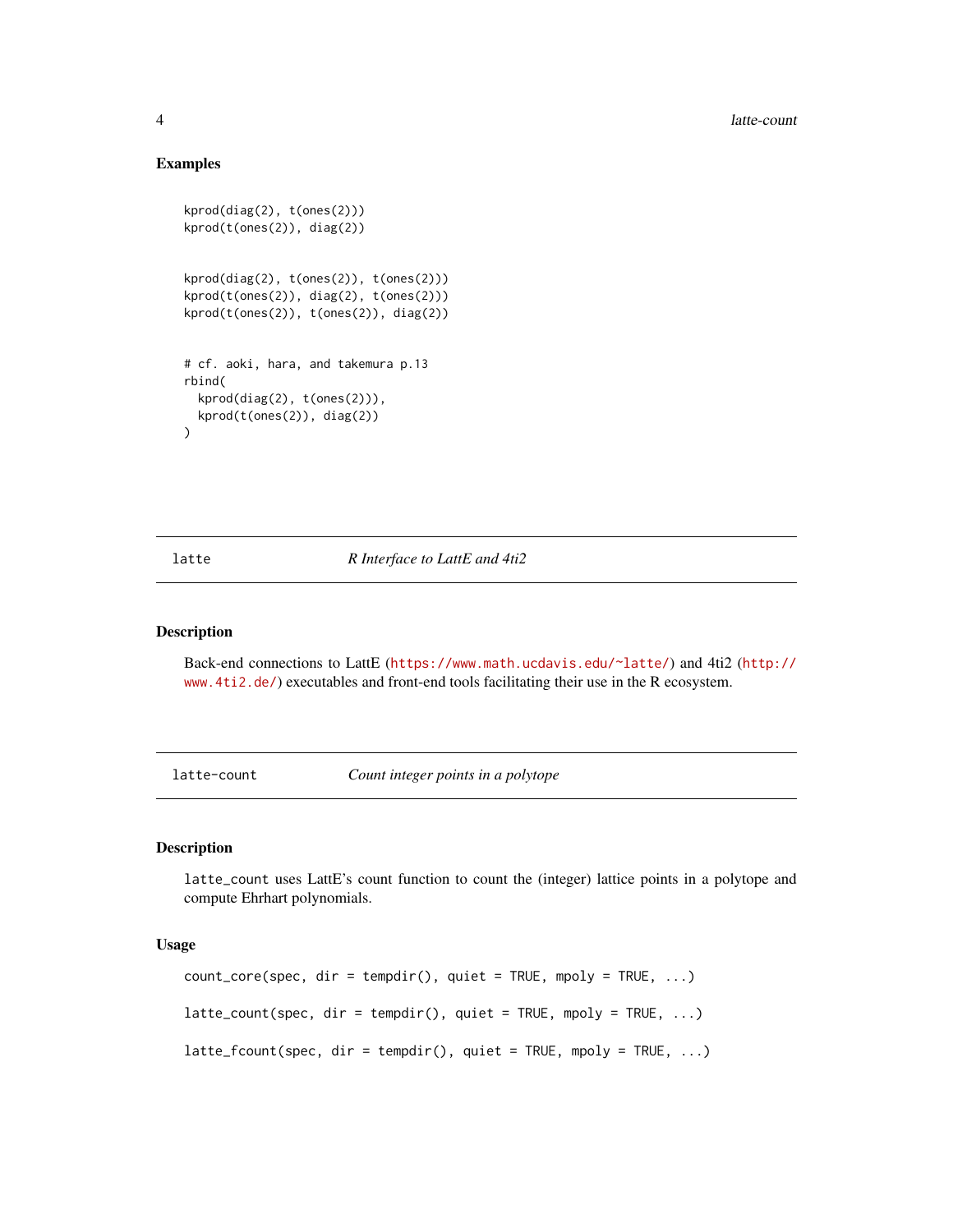### Examples

```
kprod(diag(2), t(ones(2)))
kprod(t(ones(2)), diag(2))


kprod(diag(2), t(ones(2)), t(ones(2)))
kprod(t(ones(2)), diag(2), t(ones(2)))
kprod(t(ones(2)), t(ones(2)), diag(2))


# cf. aoki, hara, and takemura p.13
rbind(
  kprod(diag(2), t(ones(2))),
  kprod(t(ones(2)), diag(2))
)
```

---

## latte — *R Interface to LattE and 4ti2*

---

### Description

Back-end connections to LattE (https://www.math.ucdavis.edu/~latte/) and 4ti2 (http://www.4ti2.de/) executables and front-end tools facilitating their use in the R ecosystem.

---

## latte-count — *Count integer points in a polytope*

---

### Description

`latte_count` uses LattE's count function to count the (integer) lattice points in a polytope and compute Ehrhart polynomials.

### Usage

```
count_core(spec, dir = tempdir(), quiet = TRUE, mpoly = TRUE, ...)

latte_count(spec, dir = tempdir(), quiet = TRUE, mpoly = TRUE, ...)

latte_fcount(spec, dir = tempdir(), quiet = TRUE, mpoly = TRUE, ...)
```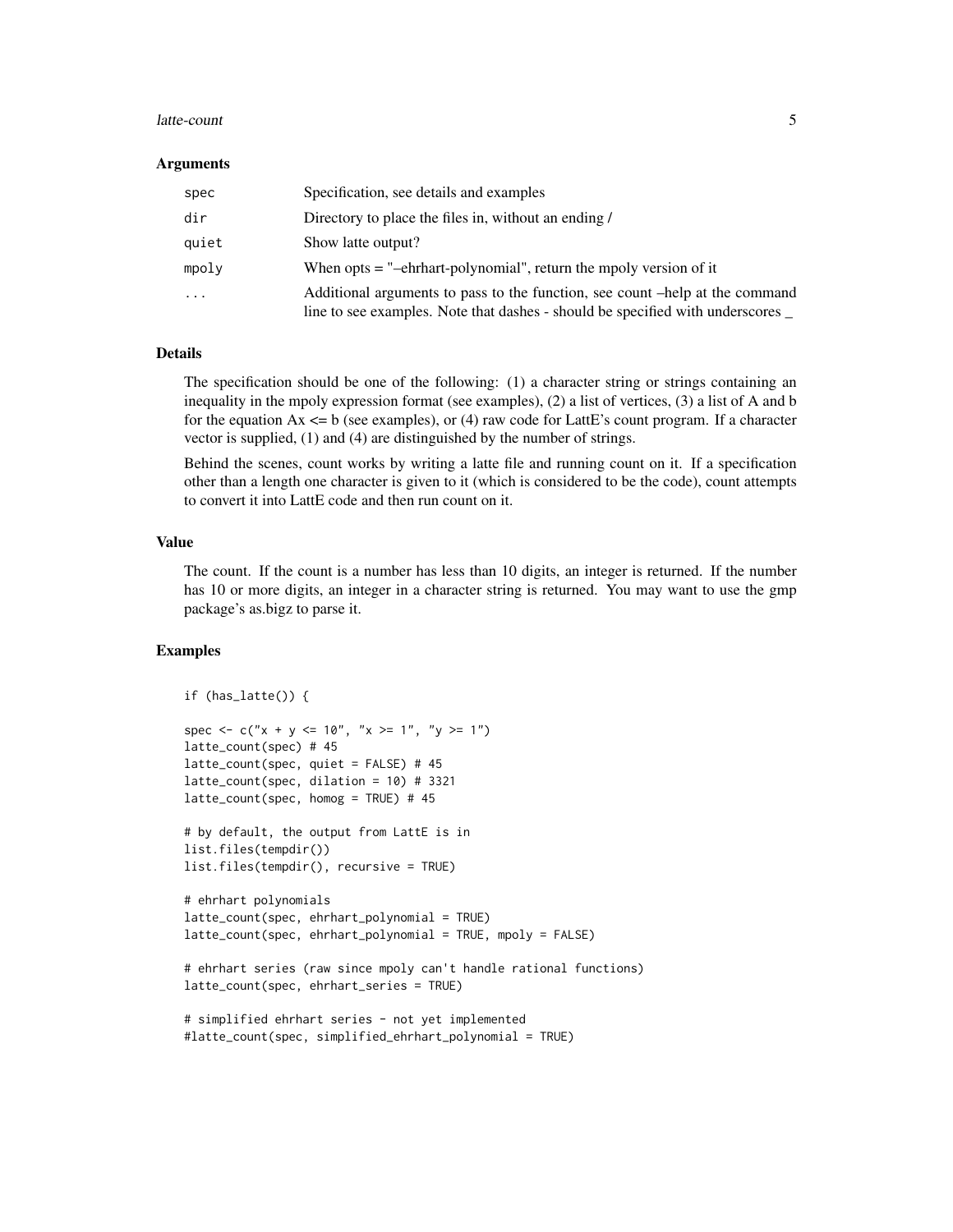### Arguments

| | |
|---|---|
| spec | Specification, see details and examples |
| dir | Directory to place the files in, without an ending / |
| quiet | Show latte output? |
| mpoly | When opts = "–ehrhart-polynomial", return the mpoly version of it |
| ... | Additional arguments to pass to the function, see count –help at the command line to see examples. Note that dashes - should be specified with underscores _ |

### Details

The specification should be one of the following: (1) a character string or strings containing an inequality in the mpoly expression format (see examples), (2) a list of vertices, (3) a list of A and b for the equation Ax <= b (see examples), or (4) raw code for LattE's count program. If a character vector is supplied, (1) and (4) are distinguished by the number of strings.

Behind the scenes, count works by writing a latte file and running count on it. If a specification other than a length one character is given to it (which is considered to be the code), count attempts to convert it into LattE code and then run count on it.

### Value

The count. If the count is a number has less than 10 digits, an integer is returned. If the number has 10 or more digits, an integer in a character string is returned. You may want to use the gmp package's as.bigz to parse it.

### Examples

```
if (has_latte()) {

spec <- c("x + y <= 10", "x >= 1", "y >= 1")
latte_count(spec) # 45
latte_count(spec, quiet = FALSE) # 45
latte_count(spec, dilation = 10) # 3321
latte_count(spec, homog = TRUE) # 45

# by default, the output from LattE is in
list.files(tempdir())
list.files(tempdir(), recursive = TRUE)

# ehrhart polynomials
latte_count(spec, ehrhart_polynomial = TRUE)
latte_count(spec, ehrhart_polynomial = TRUE, mpoly = FALSE)

# ehrhart series (raw since mpoly can't handle rational functions)
latte_count(spec, ehrhart_series = TRUE)

# simplified ehrhart series - not yet implemented
#latte_count(spec, simplified_ehrhart_polynomial = TRUE)
```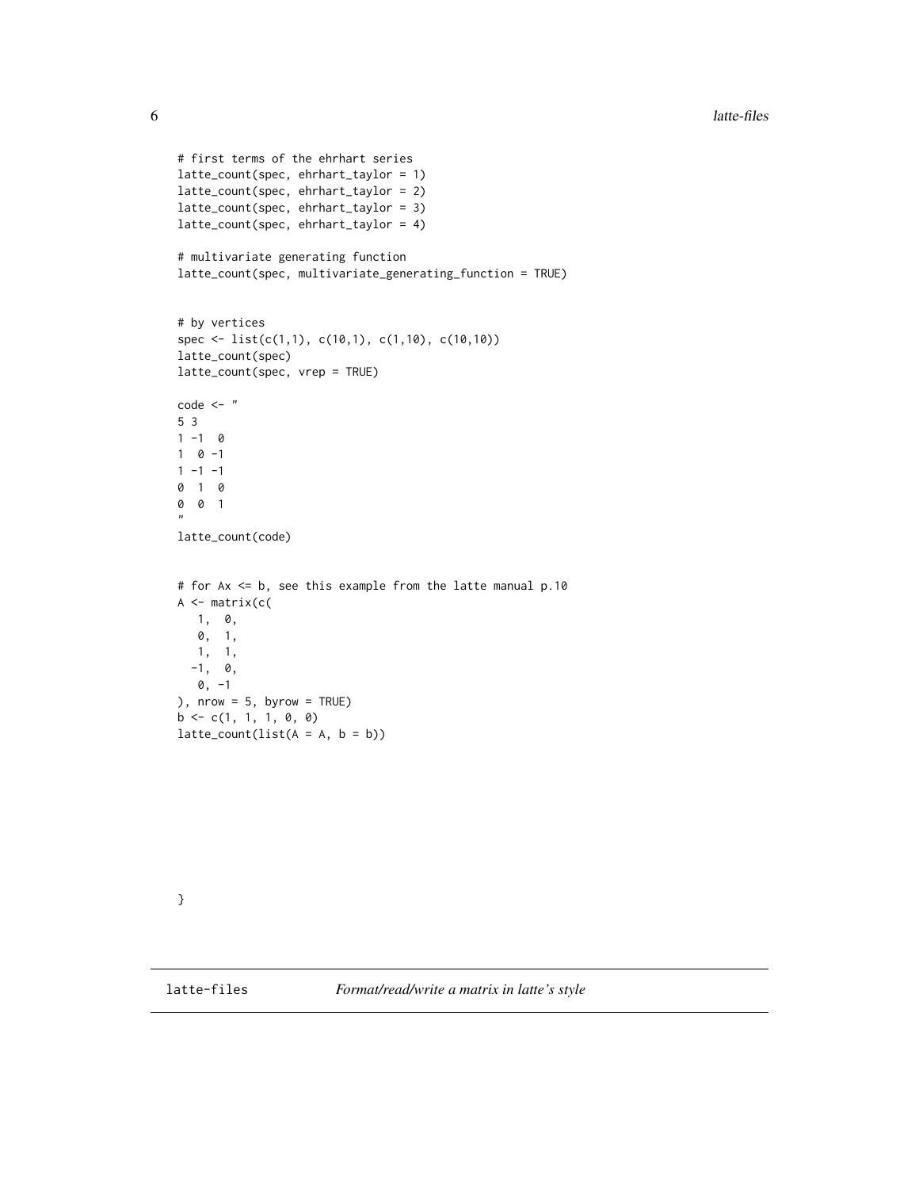```
# first terms of the ehrhart series
latte_count(spec, ehrhart_taylor = 1)
latte_count(spec, ehrhart_taylor = 2)
latte_count(spec, ehrhart_taylor = 3)
latte_count(spec, ehrhart_taylor = 4)

# multivariate generating function
latte_count(spec, multivariate_generating_function = TRUE)


# by vertices
spec <- list(c(1,1), c(10,1), c(1,10), c(10,10))
latte_count(spec)
latte_count(spec, vrep = TRUE)

code <- "
5 3
1 -1  0
1  0 -1
1 -1 -1
0  1  0
0  0  1
"
latte_count(code)


# for Ax <= b, see this example from the latte manual p.10
A <- matrix(c(
   1,  0,
   0,  1,
   1,  1,
  -1,  0,
   0, -1
), nrow = 5, byrow = TRUE)
b <- c(1, 1, 1, 0, 0)
latte_count(list(A = A, b = b))









}
```

## latte-files    *Format/read/write a matrix in latte's style*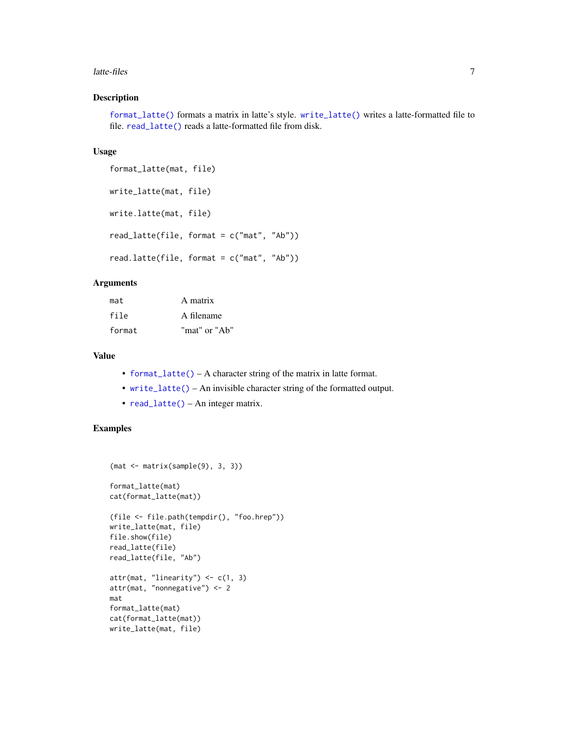## Description

`format_latte()` formats a matrix in latte's style. `write_latte()` writes a latte-formatted file to file. `read_latte()` reads a latte-formatted file from disk.

## Usage

```
format_latte(mat, file)

write_latte(mat, file)

write.latte(mat, file)

read_latte(file, format = c("mat", "Ab"))

read.latte(file, format = c("mat", "Ab"))
```

## Arguments

| | |
|---|---|
| mat | A matrix |
| file | A filename |
| format | "mat" or "Ab" |

## Value

- `format_latte()` – A character string of the matrix in latte format.
- `write_latte()` – An invisible character string of the formatted output.
- `read_latte()` – An integer matrix.

## Examples

```
(mat <- matrix(sample(9), 3, 3))

format_latte(mat)
cat(format_latte(mat))

(file <- file.path(tempdir(), "foo.hrep"))
write_latte(mat, file)
file.show(file)
read_latte(file)
read_latte(file, "Ab")

attr(mat, "linearity") <- c(1, 3)
attr(mat, "nonnegative") <- 2
mat
format_latte(mat)
cat(format_latte(mat))
write_latte(mat, file)
```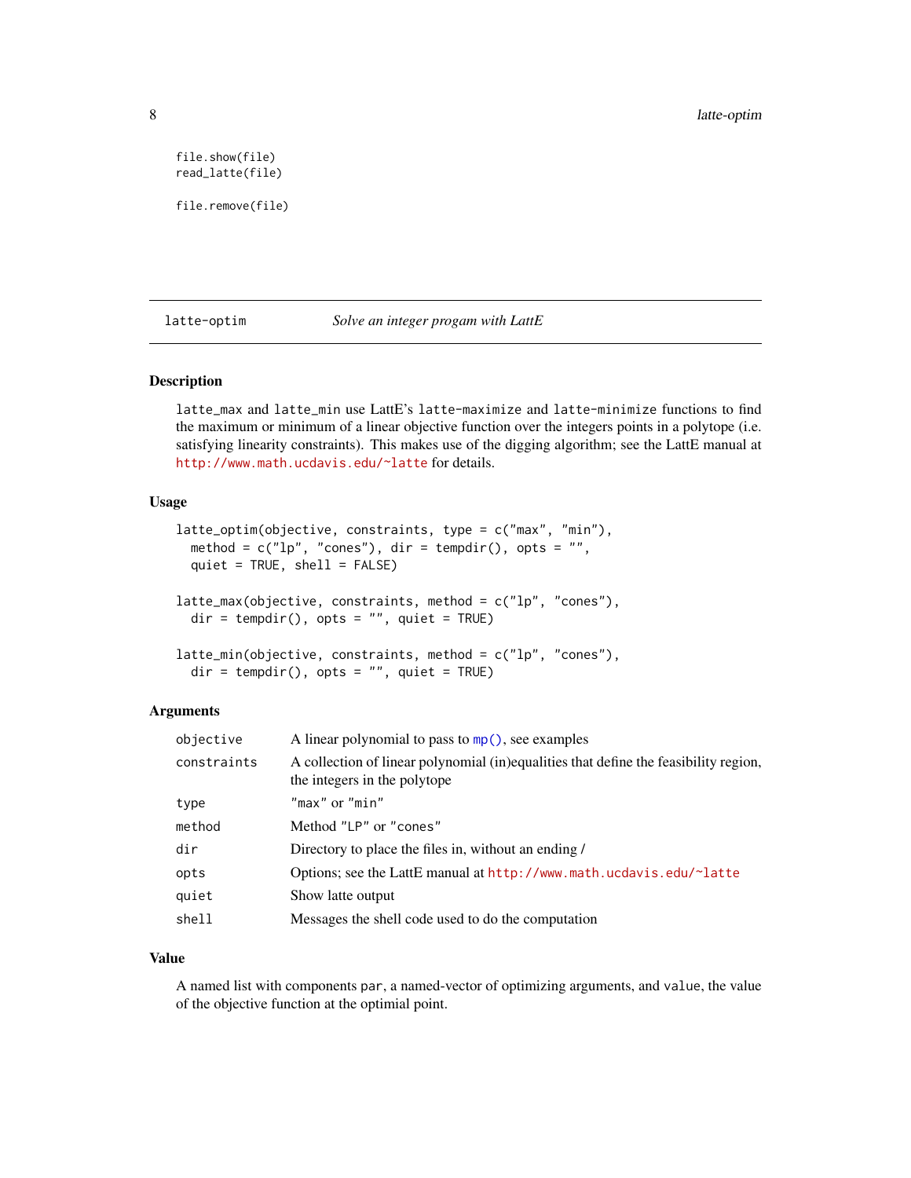```
file.show(file)
read_latte(file)

file.remove(file)
```

## latte-optim — *Solve an integer progam with LattE*

### Description

`latte_max` and `latte_min` use LattE's `latte-maximize` and `latte-minimize` functions to find the maximum or minimum of a linear objective function over the integers points in a polytope (i.e. satisfying linearity constraints). This makes use of the digging algorithm; see the LattE manual at http://www.math.ucdavis.edu/~latte for details.

### Usage

```
latte_optim(objective, constraints, type = c("max", "min"),
  method = c("lp", "cones"), dir = tempdir(), opts = "",
  quiet = TRUE, shell = FALSE)

latte_max(objective, constraints, method = c("lp", "cones"),
  dir = tempdir(), opts = "", quiet = TRUE)

latte_min(objective, constraints, method = c("lp", "cones"),
  dir = tempdir(), opts = "", quiet = TRUE)
```

### Arguments

| | |
|---|---|
| `objective` | A linear polynomial to pass to `mp()`, see examples |
| `constraints` | A collection of linear polynomial (in)equalities that define the feasibility region, the integers in the polytope |
| `type` | `"max"` or `"min"` |
| `method` | Method `"LP"` or `"cones"` |
| `dir` | Directory to place the files in, without an ending / |
| `opts` | Options; see the LattE manual at http://www.math.ucdavis.edu/~latte |
| `quiet` | Show latte output |
| `shell` | Messages the shell code used to do the computation |

### Value

A named list with components `par`, a named-vector of optimizing arguments, and `value`, the value of the objective function at the optimial point.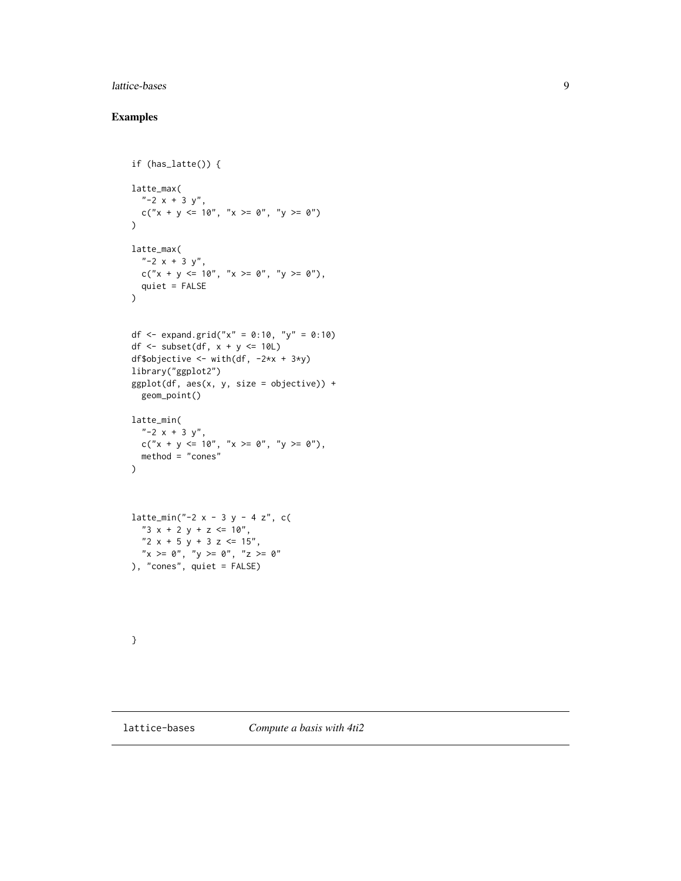## Examples

```
if (has_latte()) {

latte_max(
  "-2 x + 3 y",
  c("x + y <= 10", "x >= 0", "y >= 0")
)

latte_max(
  "-2 x + 3 y",
  c("x + y <= 10", "x >= 0", "y >= 0"),
  quiet = FALSE
)


df <- expand.grid("x" = 0:10, "y" = 0:10)
df <- subset(df, x + y <= 10L)
df$objective <- with(df, -2*x + 3*y)
library("ggplot2")
ggplot(df, aes(x, y, size = objective)) +
  geom_point()

latte_min(
  "-2 x + 3 y",
  c("x + y <= 10", "x >= 0", "y >= 0"),
  method = "cones"
)



latte_min("-2 x - 3 y - 4 z", c(
  "3 x + 2 y + z <= 10",
  "2 x + 5 y + 3 z <= 15",
  "x >= 0", "y >= 0", "z >= 0"
), "cones", quiet = FALSE)





}
```

---

lattice-bases *Compute a basis with 4ti2*

---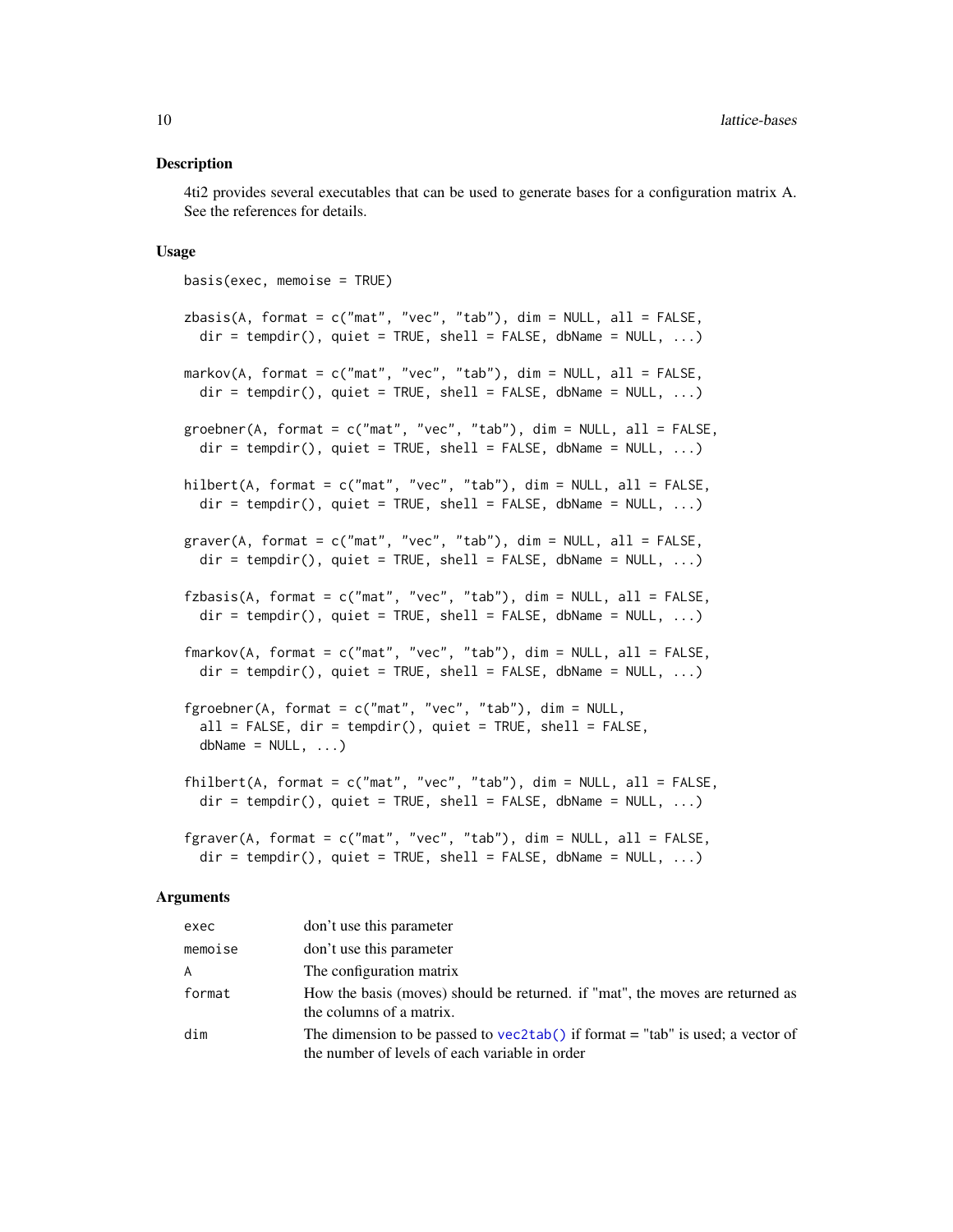## Description

4ti2 provides several executables that can be used to generate bases for a configuration matrix A. See the references for details.

## Usage

```
basis(exec, memoise = TRUE)

zbasis(A, format = c("mat", "vec", "tab"), dim = NULL, all = FALSE,
  dir = tempdir(), quiet = TRUE, shell = FALSE, dbName = NULL, ...)

markov(A, format = c("mat", "vec", "tab"), dim = NULL, all = FALSE,
  dir = tempdir(), quiet = TRUE, shell = FALSE, dbName = NULL, ...)

groebner(A, format = c("mat", "vec", "tab"), dim = NULL, all = FALSE,
  dir = tempdir(), quiet = TRUE, shell = FALSE, dbName = NULL, ...)

hilbert(A, format = c("mat", "vec", "tab"), dim = NULL, all = FALSE,
  dir = tempdir(), quiet = TRUE, shell = FALSE, dbName = NULL, ...)

graver(A, format = c("mat", "vec", "tab"), dim = NULL, all = FALSE,
  dir = tempdir(), quiet = TRUE, shell = FALSE, dbName = NULL, ...)

fzbasis(A, format = c("mat", "vec", "tab"), dim = NULL, all = FALSE,
  dir = tempdir(), quiet = TRUE, shell = FALSE, dbName = NULL, ...)

fmarkov(A, format = c("mat", "vec", "tab"), dim = NULL, all = FALSE,
  dir = tempdir(), quiet = TRUE, shell = FALSE, dbName = NULL, ...)

fgroebner(A, format = c("mat", "vec", "tab"), dim = NULL,
  all = FALSE, dir = tempdir(), quiet = TRUE, shell = FALSE,
  dbName = NULL, ...)

fhilbert(A, format = c("mat", "vec", "tab"), dim = NULL, all = FALSE,
  dir = tempdir(), quiet = TRUE, shell = FALSE, dbName = NULL, ...)

fgraver(A, format = c("mat", "vec", "tab"), dim = NULL, all = FALSE,
  dir = tempdir(), quiet = TRUE, shell = FALSE, dbName = NULL, ...)
```

## Arguments

| | |
|---|---|
| exec | don't use this parameter |
| memoise | don't use this parameter |
| A | The configuration matrix |
| format | How the basis (moves) should be returned. if "mat", the moves are returned as the columns of a matrix. |
| dim | The dimension to be passed to vec2tab() if format = "tab" is used; a vector of the number of levels of each variable in order |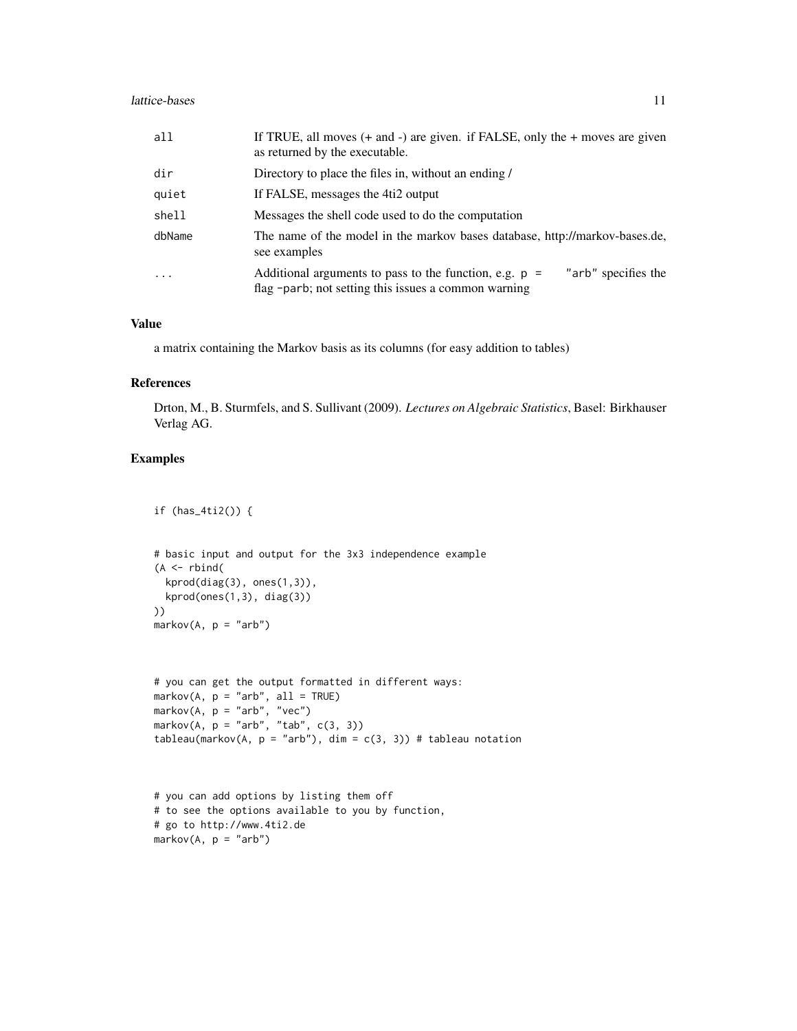| | |
|---|---|
| `all` | If TRUE, all moves (+ and -) are given. if FALSE, only the + moves are given as returned by the executable. |
| `dir` | Directory to place the files in, without an ending / |
| `quiet` | If FALSE, messages the 4ti2 output |
| `shell` | Messages the shell code used to do the computation |
| `dbName` | The name of the model in the markov bases database, http://markov-bases.de, see examples |
| `...` | Additional arguments to pass to the function, e.g. `p = "arb"` specifies the flag `-parb`; not setting this issues a common warning |

### Value

a matrix containing the Markov basis as its columns (for easy addition to tables)

### References

Drton, M., B. Sturmfels, and S. Sullivant (2009). *Lectures on Algebraic Statistics*, Basel: Birkhauser Verlag AG.

### Examples

```
if (has_4ti2()) {


# basic input and output for the 3x3 independence example
(A <- rbind(
  kprod(diag(3), ones(1,3)),
  kprod(ones(1,3), diag(3))
))
markov(A, p = "arb")



# you can get the output formatted in different ways:
markov(A, p = "arb", all = TRUE)
markov(A, p = "arb", "vec")
markov(A, p = "arb", "tab", c(3, 3))
tableau(markov(A, p = "arb"), dim = c(3, 3)) # tableau notation



# you can add options by listing them off
# to see the options available to you by function,
# go to http://www.4ti2.de
markov(A, p = "arb")
```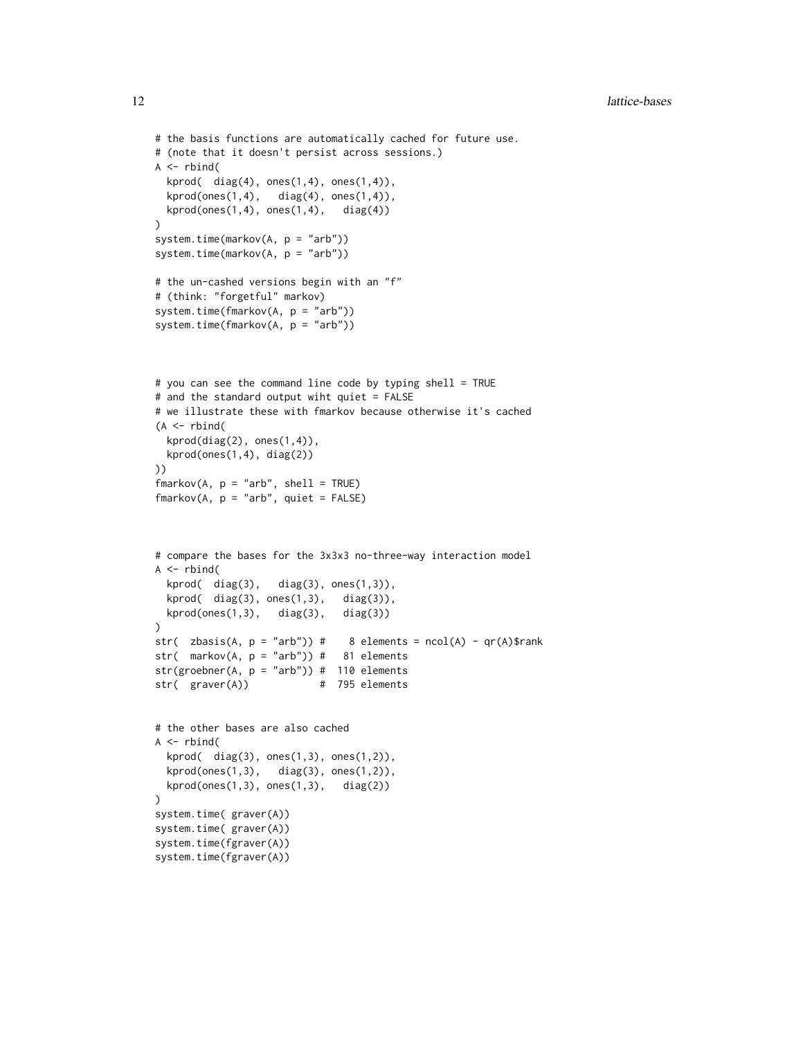```
# the basis functions are automatically cached for future use.
# (note that it doesn't persist across sessions.)
A <- rbind(
  kprod(  diag(4), ones(1,4), ones(1,4)),
  kprod(ones(1,4),   diag(4), ones(1,4)),
  kprod(ones(1,4), ones(1,4),   diag(4))
)
system.time(markov(A, p = "arb"))
system.time(markov(A, p = "arb"))

# the un-cashed versions begin with an "f"
# (think: "forgetful" markov)
system.time(fmarkov(A, p = "arb"))
system.time(fmarkov(A, p = "arb"))



# you can see the command line code by typing shell = TRUE
# and the standard output wiht quiet = FALSE
# we illustrate these with fmarkov because otherwise it's cached
(A <- rbind(
  kprod(diag(2), ones(1,4)),
  kprod(ones(1,4), diag(2))
))
fmarkov(A, p = "arb", shell = TRUE)
fmarkov(A, p = "arb", quiet = FALSE)



# compare the bases for the 3x3x3 no-three-way interaction model
A <- rbind(
  kprod(  diag(3),   diag(3), ones(1,3)),
  kprod(  diag(3), ones(1,3),   diag(3)),
  kprod(ones(1,3),   diag(3),   diag(3))
)
str(  zbasis(A, p = "arb")) #    8 elements = ncol(A) - qr(A)$rank
str(  markov(A, p = "arb")) #   81 elements
str(groebner(A, p = "arb")) #  110 elements
str(  graver(A))            #  795 elements


# the other bases are also cached
A <- rbind(
  kprod(  diag(3), ones(1,3), ones(1,2)),
  kprod(ones(1,3),   diag(3), ones(1,2)),
  kprod(ones(1,3), ones(1,3),   diag(2))
)
system.time( graver(A))
system.time( graver(A))
system.time(fgraver(A))
system.time(fgraver(A))
```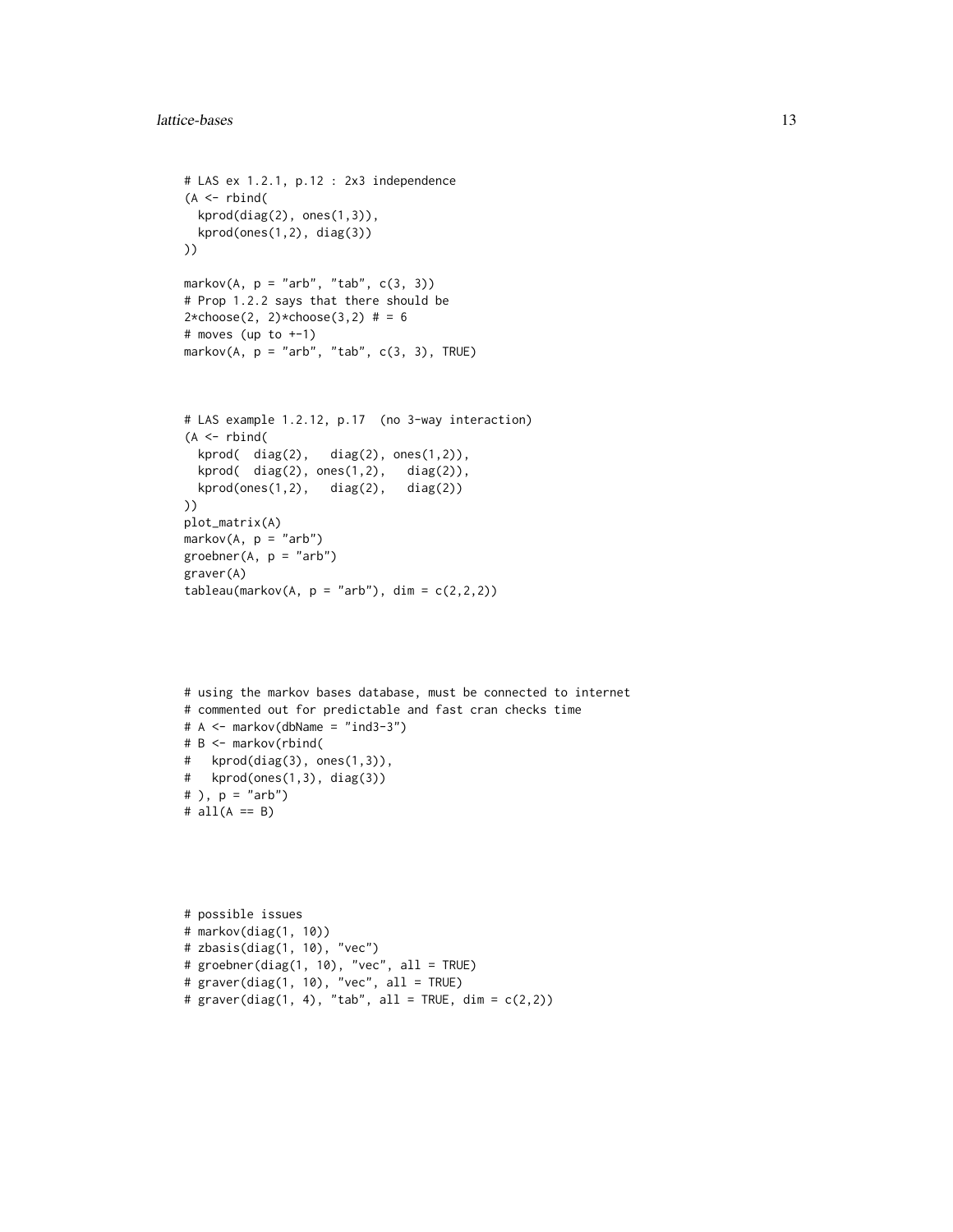```r
# LAS ex 1.2.1, p.12 : 2x3 independence
(A <- rbind(
  kprod(diag(2), ones(1,3)),
  kprod(ones(1,2), diag(3))
))

markov(A, p = "arb", "tab", c(3, 3))
# Prop 1.2.2 says that there should be
2*choose(2, 2)*choose(3,2) # = 6
# moves (up to +-1)
markov(A, p = "arb", "tab", c(3, 3), TRUE)



# LAS example 1.2.12, p.17  (no 3-way interaction)
(A <- rbind(
  kprod(  diag(2),   diag(2), ones(1,2)),
  kprod(  diag(2), ones(1,2),   diag(2)),
  kprod(ones(1,2),   diag(2),   diag(2))
))
plot_matrix(A)
markov(A, p = "arb")
groebner(A, p = "arb")
graver(A)
tableau(markov(A, p = "arb"), dim = c(2,2,2))




# using the markov bases database, must be connected to internet
# commented out for predictable and fast cran checks time
# A <- markov(dbName = "ind3-3")
# B <- markov(rbind(
#   kprod(diag(3), ones(1,3)),
#   kprod(ones(1,3), diag(3))
# ), p = "arb")
# all(A == B)




# possible issues
# markov(diag(1, 10))
# zbasis(diag(1, 10), "vec")
# groebner(diag(1, 10), "vec", all = TRUE)
# graver(diag(1, 10), "vec", all = TRUE)
# graver(diag(1, 4), "tab", all = TRUE, dim = c(2,2))
```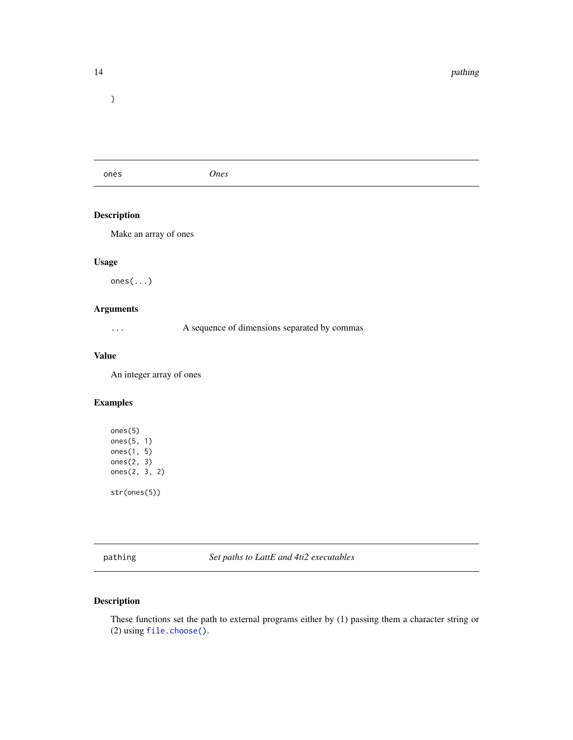```
}
```

## ones *Ones*

### Description

Make an array of ones

### Usage

```
ones(...)
```

### Arguments

| | |
|---|---|
| ... | A sequence of dimensions separated by commas |

### Value

An integer array of ones

### Examples

```
ones(5)
ones(5, 1)
ones(1, 5)
ones(2, 3)
ones(2, 3, 2)

str(ones(5))
```

## pathing *Set paths to LattE and 4ti2 executables*

### Description

These functions set the path to external programs either by (1) passing them a character string or (2) using `file.choose()`.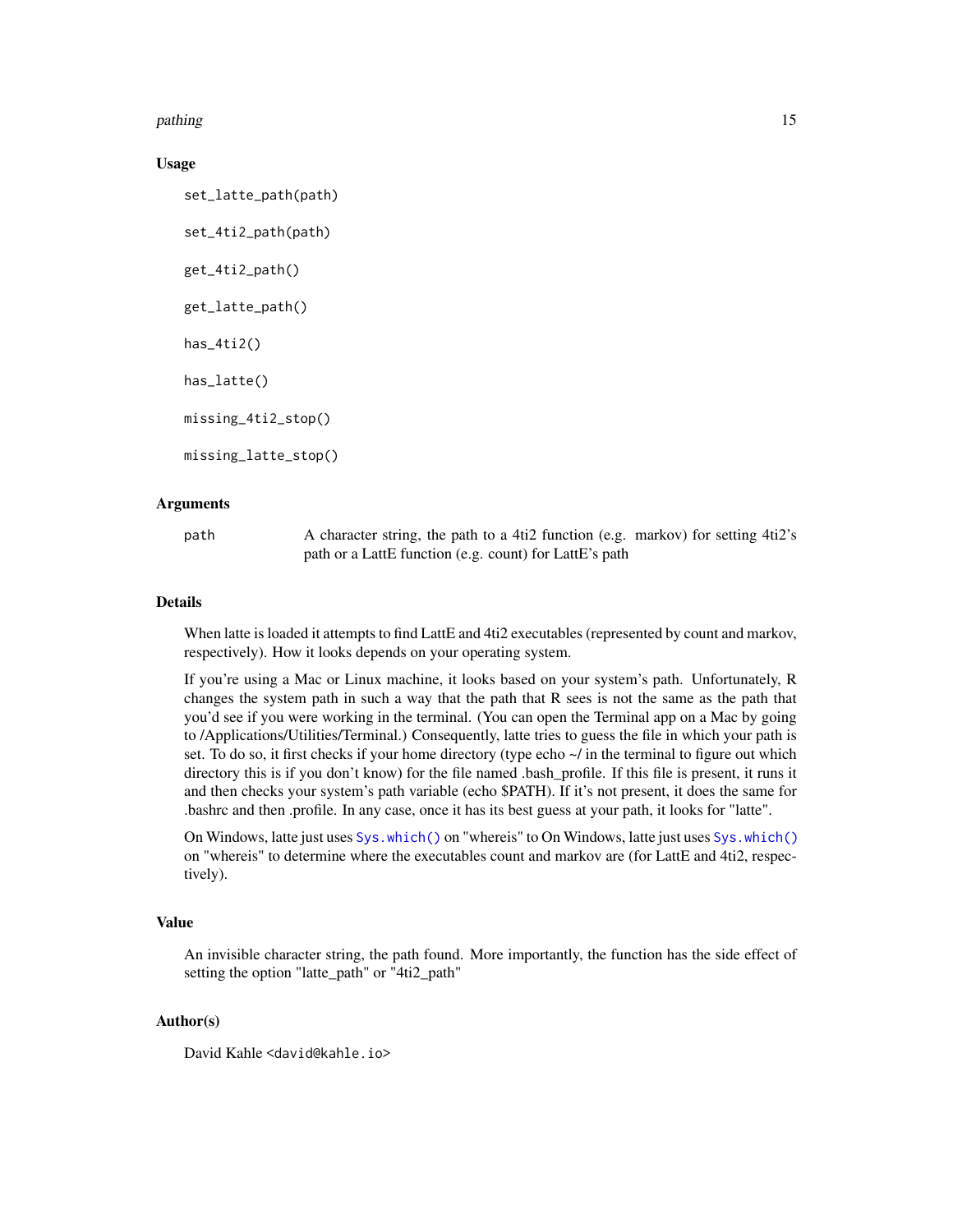### Usage

```
set_latte_path(path)

set_4ti2_path(path)

get_4ti2_path()

get_latte_path()

has_4ti2()

has_latte()

missing_4ti2_stop()

missing_latte_stop()
```

### Arguments

| | |
|---|---|
| path | A character string, the path to a 4ti2 function (e.g. markov) for setting 4ti2's path or a LattE function (e.g. count) for LattE's path |

### Details

When latte is loaded it attempts to find LattE and 4ti2 executables (represented by count and markov, respectively). How it looks depends on your operating system.

If you're using a Mac or Linux machine, it looks based on your system's path. Unfortunately, R changes the system path in such a way that the path that R sees is not the same as the path that you'd see if you were working in the terminal. (You can open the Terminal app on a Mac by going to /Applications/Utilities/Terminal.) Consequently, latte tries to guess the file in which your path is set. To do so, it first checks if your home directory (type echo ~/ in the terminal to figure out which directory this is if you don't know) for the file named .bash_profile. If this file is present, it runs it and then checks your system's path variable (echo $PATH). If it's not present, it does the same for .bashrc and then .profile. In any case, once it has its best guess at your path, it looks for "latte".

On Windows, latte just uses `Sys.which()` on "whereis" to On Windows, latte just uses `Sys.which()` on "whereis" to determine where the executables count and markov are (for LattE and 4ti2, respectively).

### Value

An invisible character string, the path found. More importantly, the function has the side effect of setting the option "latte_path" or "4ti2_path"

### Author(s)

David Kahle <david@kahle.io>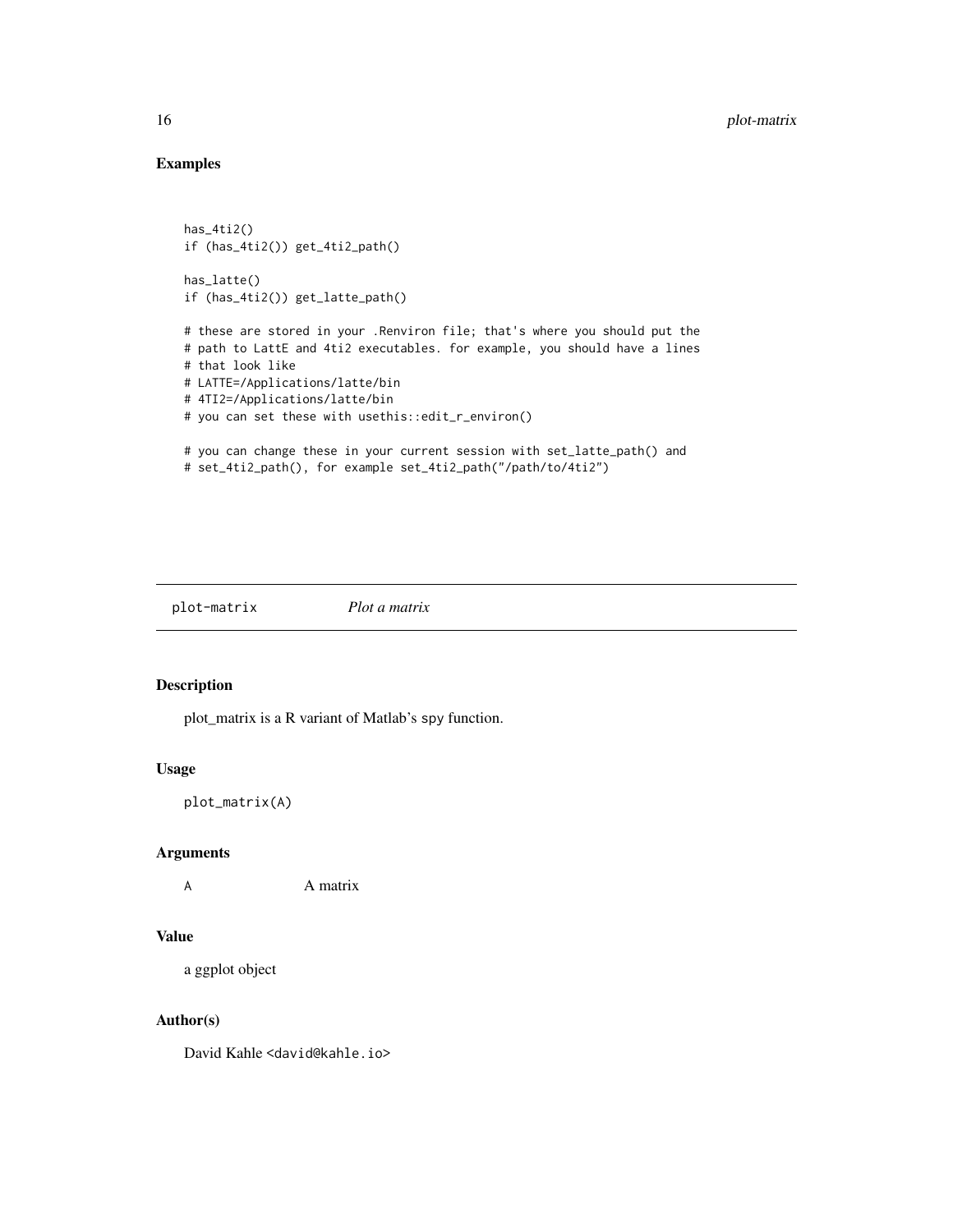## Examples

```
has_4ti2()
if (has_4ti2()) get_4ti2_path()

has_latte()
if (has_4ti2()) get_latte_path()

# these are stored in your .Renviron file; that's where you should put the
# path to LattE and 4ti2 executables. for example, you should have a lines
# that look like
# LATTE=/Applications/latte/bin
# 4TI2=/Applications/latte/bin
# you can set these with usethis::edit_r_environ()

# you can change these in your current session with set_latte_path() and
# set_4ti2_path(), for example set_4ti2_path("/path/to/4ti2")
```

---

# plot-matrix — *Plot a matrix*

## Description

plot_matrix is a R variant of Matlab's `spy` function.

## Usage

```
plot_matrix(A)
```

## Arguments

| | |
|---|---|
| `A` | A matrix |

## Value

a ggplot object

## Author(s)

David Kahle <`david@kahle.io`>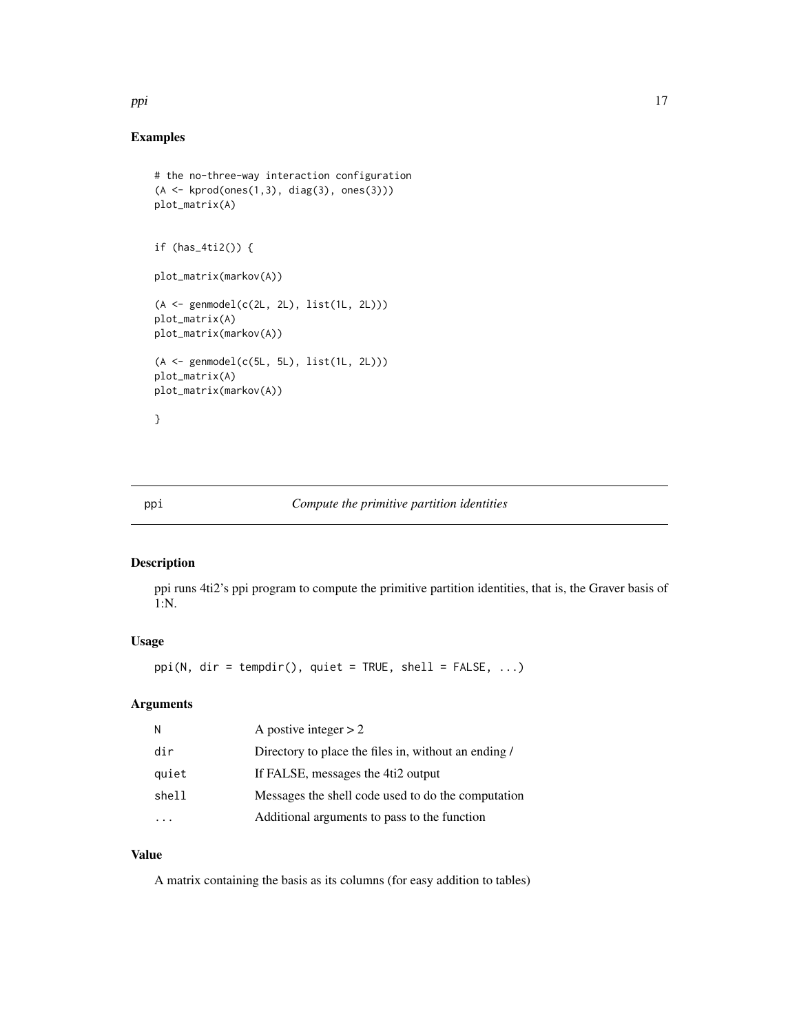## Examples

```
# the no-three-way interaction configuration
(A <- kprod(ones(1,3), diag(3), ones(3)))
plot_matrix(A)


if (has_4ti2()) {

plot_matrix(markov(A))

(A <- genmodel(c(2L, 2L), list(1L, 2L)))
plot_matrix(A)
plot_matrix(markov(A))

(A <- genmodel(c(5L, 5L), list(1L, 2L)))
plot_matrix(A)
plot_matrix(markov(A))

}
```

---

# ppi — *Compute the primitive partition identities*

## Description

ppi runs 4ti2's ppi program to compute the primitive partition identities, that is, the Graver basis of 1:N.

## Usage

```
ppi(N, dir = tempdir(), quiet = TRUE, shell = FALSE, ...)
```

## Arguments

| | |
|---|---|
| N | A postive integer > 2 |
| dir | Directory to place the files in, without an ending / |
| quiet | If FALSE, messages the 4ti2 output |
| shell | Messages the shell code used to do the computation |
| ... | Additional arguments to pass to the function |

## Value

A matrix containing the basis as its columns (for easy addition to tables)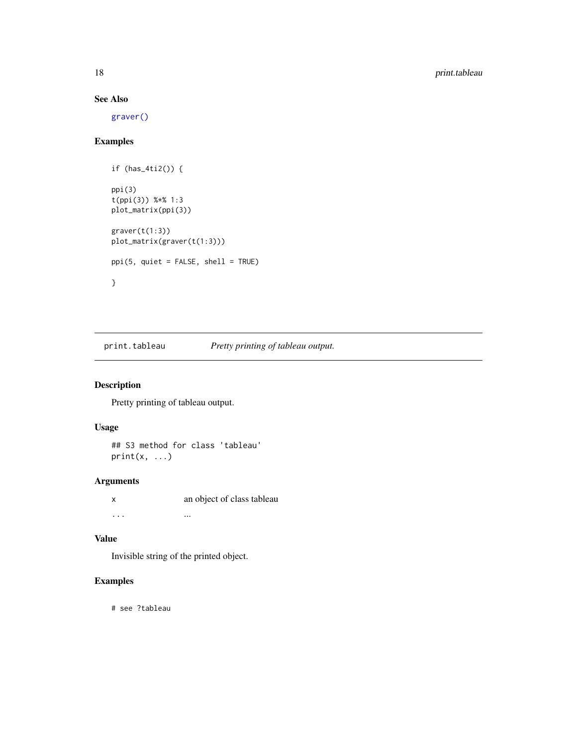### See Also

graver()

### Examples

```
if (has_4ti2()) {

ppi(3)
t(ppi(3)) %*% 1:3
plot_matrix(ppi(3))

graver(t(1:3))
plot_matrix(graver(t(1:3)))

ppi(5, quiet = FALSE, shell = TRUE)

}
```

---

## print.tableau — *Pretty printing of tableau output.*

### Description

Pretty printing of tableau output.

### Usage

```
## S3 method for class 'tableau'
print(x, ...)
```

### Arguments

| | |
|---|---|
| x | an object of class tableau |
| ... | ... |

### Value

Invisible string of the printed object.

### Examples

```
# see ?tableau
```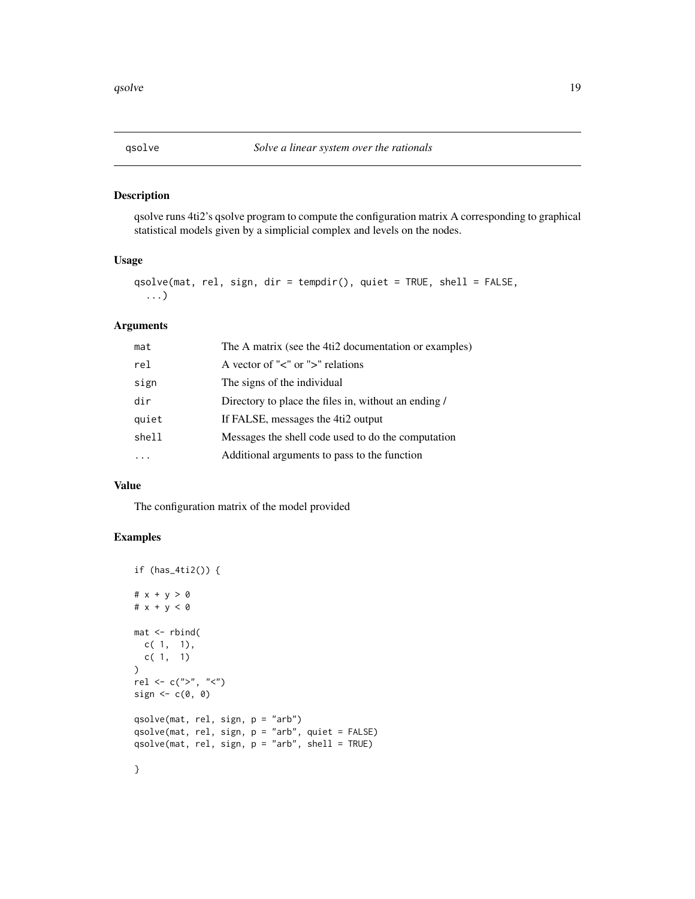# qsolve — *Solve a linear system over the rationals*

## Description

qsolve runs 4ti2's qsolve program to compute the configuration matrix A corresponding to graphical statistical models given by a simplicial complex and levels on the nodes.

## Usage

```
qsolve(mat, rel, sign, dir = tempdir(), quiet = TRUE, shell = FALSE,
  ...)
```

## Arguments

| | |
|---|---|
| mat | The A matrix (see the 4ti2 documentation or examples) |
| rel | A vector of "<" or ">" relations |
| sign | The signs of the individual |
| dir | Directory to place the files in, without an ending / |
| quiet | If FALSE, messages the 4ti2 output |
| shell | Messages the shell code used to do the computation |
| ... | Additional arguments to pass to the function |

## Value

The configuration matrix of the model provided

## Examples

```
if (has_4ti2()) {

# x + y > 0
# x + y < 0

mat <- rbind(
  c( 1,  1),
  c( 1,  1)
)
rel <- c(">", "<")
sign <- c(0, 0)

qsolve(mat, rel, sign, p = "arb")
qsolve(mat, rel, sign, p = "arb", quiet = FALSE)
qsolve(mat, rel, sign, p = "arb", shell = TRUE)

}
```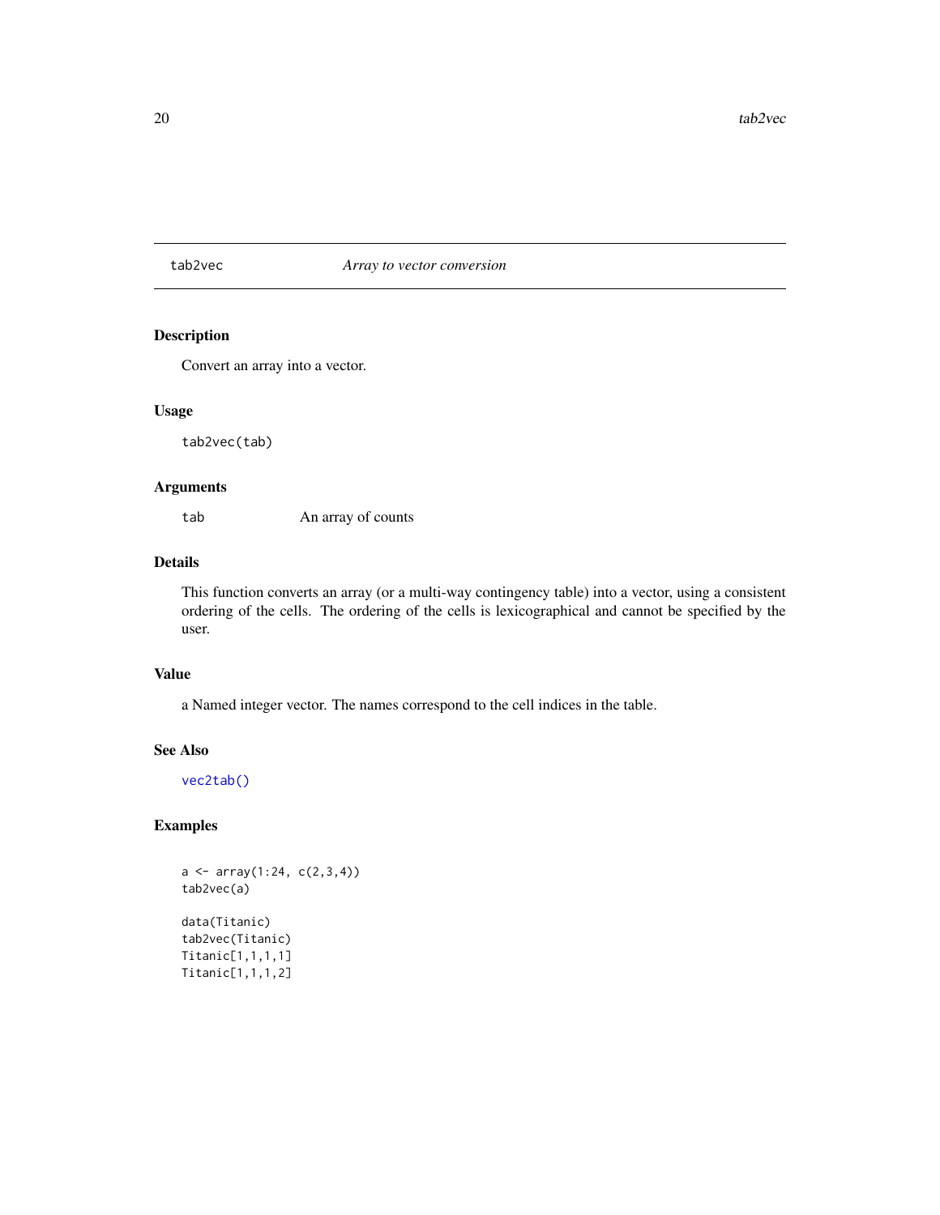## tab2vec *Array to vector conversion*

### Description

Convert an array into a vector.

### Usage

```
tab2vec(tab)
```

### Arguments

| | |
|---|---|
| tab | An array of counts |

### Details

This function converts an array (or a multi-way contingency table) into a vector, using a consistent ordering of the cells. The ordering of the cells is lexicographical and cannot be specified by the user.

### Value

a Named integer vector. The names correspond to the cell indices in the table.

### See Also

vec2tab()

### Examples

```
a <- array(1:24, c(2,3,4))
tab2vec(a)

data(Titanic)
tab2vec(Titanic)
Titanic[1,1,1,1]
Titanic[1,1,1,2]
```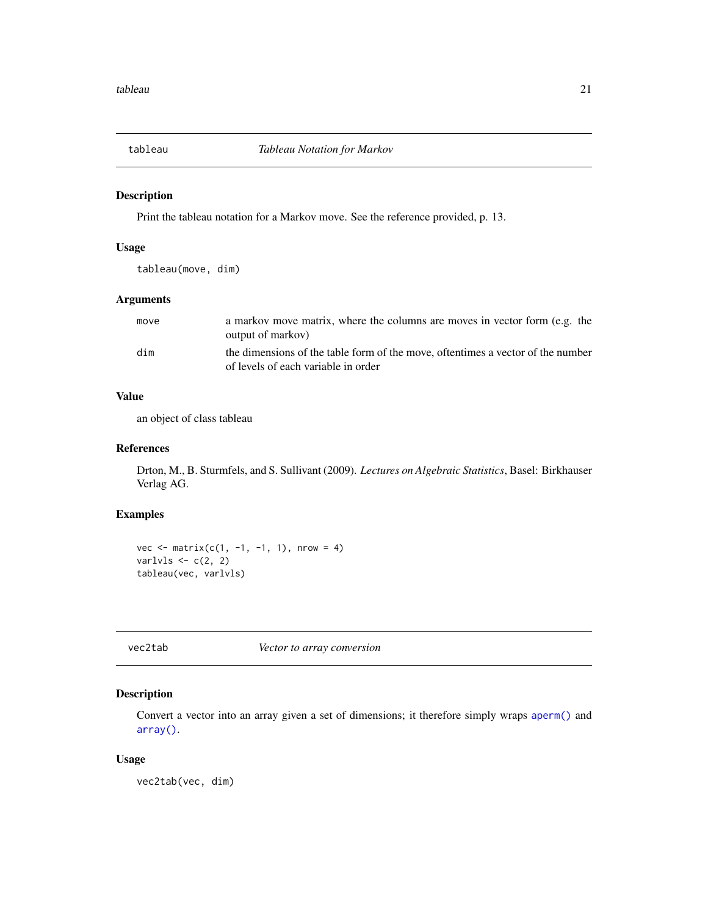## tableau — *Tableau Notation for Markov*

### Description

Print the tableau notation for a Markov move. See the reference provided, p. 13.

### Usage

```
tableau(move, dim)
```

### Arguments

| | |
|---|---|
| `move` | a markov move matrix, where the columns are moves in vector form (e.g. the output of markov) |
| `dim` | the dimensions of the table form of the move, oftentimes a vector of the number of levels of each variable in order |

### Value

an object of class tableau

### References

Drton, M., B. Sturmfels, and S. Sullivant (2009). *Lectures on Algebraic Statistics*, Basel: Birkhauser Verlag AG.

### Examples

```
vec <- matrix(c(1, -1, -1, 1), nrow = 4)
varlvls <- c(2, 2)
tableau(vec, varlvls)
```

## vec2tab — *Vector to array conversion*

### Description

Convert a vector into an array given a set of dimensions; it therefore simply wraps `aperm()` and `array()`.

### Usage

```
vec2tab(vec, dim)
```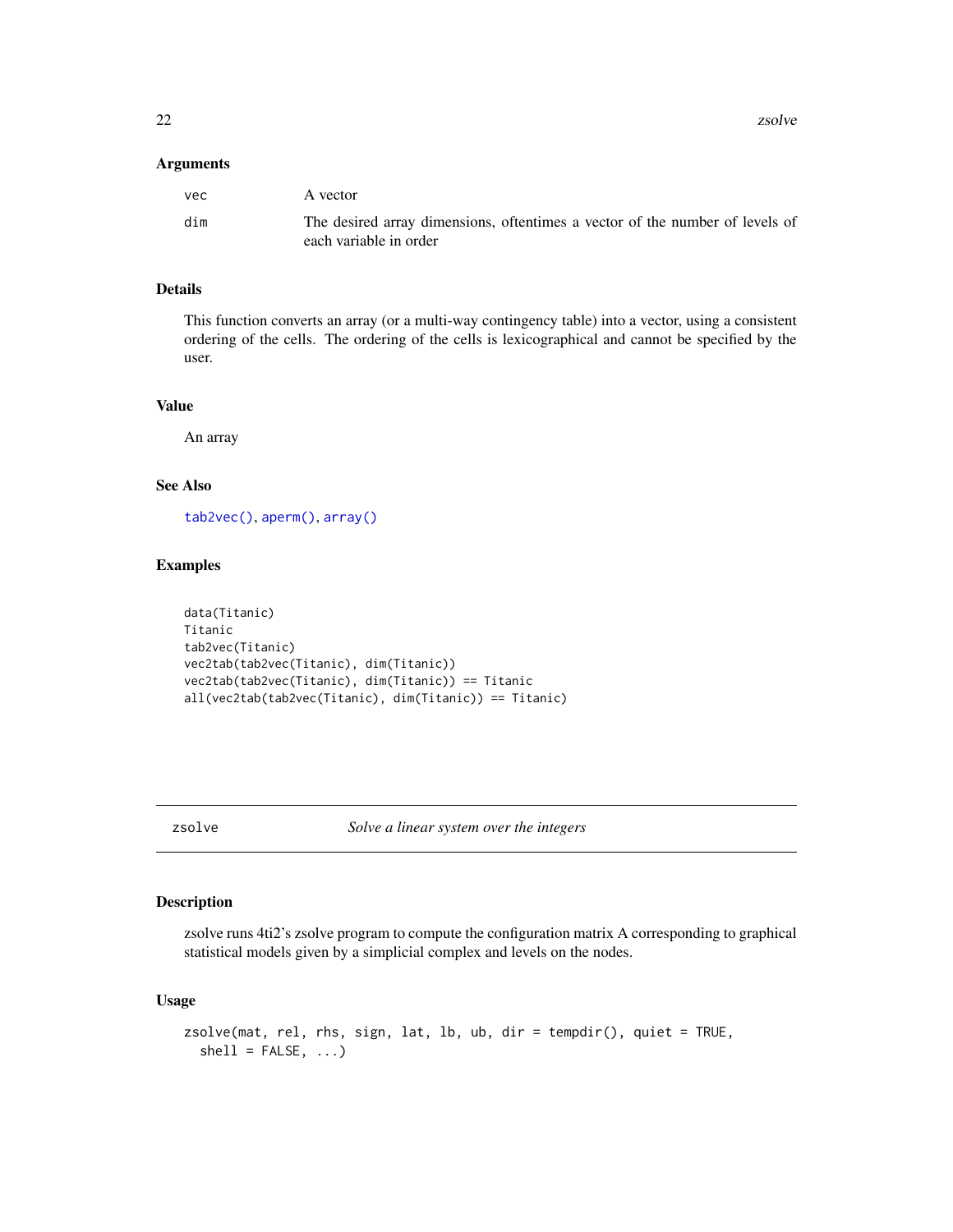### Arguments

| | |
|---|---|
| vec | A vector |
| dim | The desired array dimensions, oftentimes a vector of the number of levels of each variable in order |

### Details

This function converts an array (or a multi-way contingency table) into a vector, using a consistent ordering of the cells. The ordering of the cells is lexicographical and cannot be specified by the user.

### Value

An array

### See Also

tab2vec(), aperm(), array()

### Examples

```
data(Titanic)
Titanic
tab2vec(Titanic)
vec2tab(tab2vec(Titanic), dim(Titanic))
vec2tab(tab2vec(Titanic), dim(Titanic)) == Titanic
all(vec2tab(tab2vec(Titanic), dim(Titanic)) == Titanic)
```

---

## zsolve — *Solve a linear system over the integers*

### Description

zsolve runs 4ti2's zsolve program to compute the configuration matrix A corresponding to graphical statistical models given by a simplicial complex and levels on the nodes.

### Usage

```
zsolve(mat, rel, rhs, sign, lat, lb, ub, dir = tempdir(), quiet = TRUE,
  shell = FALSE, ...)
```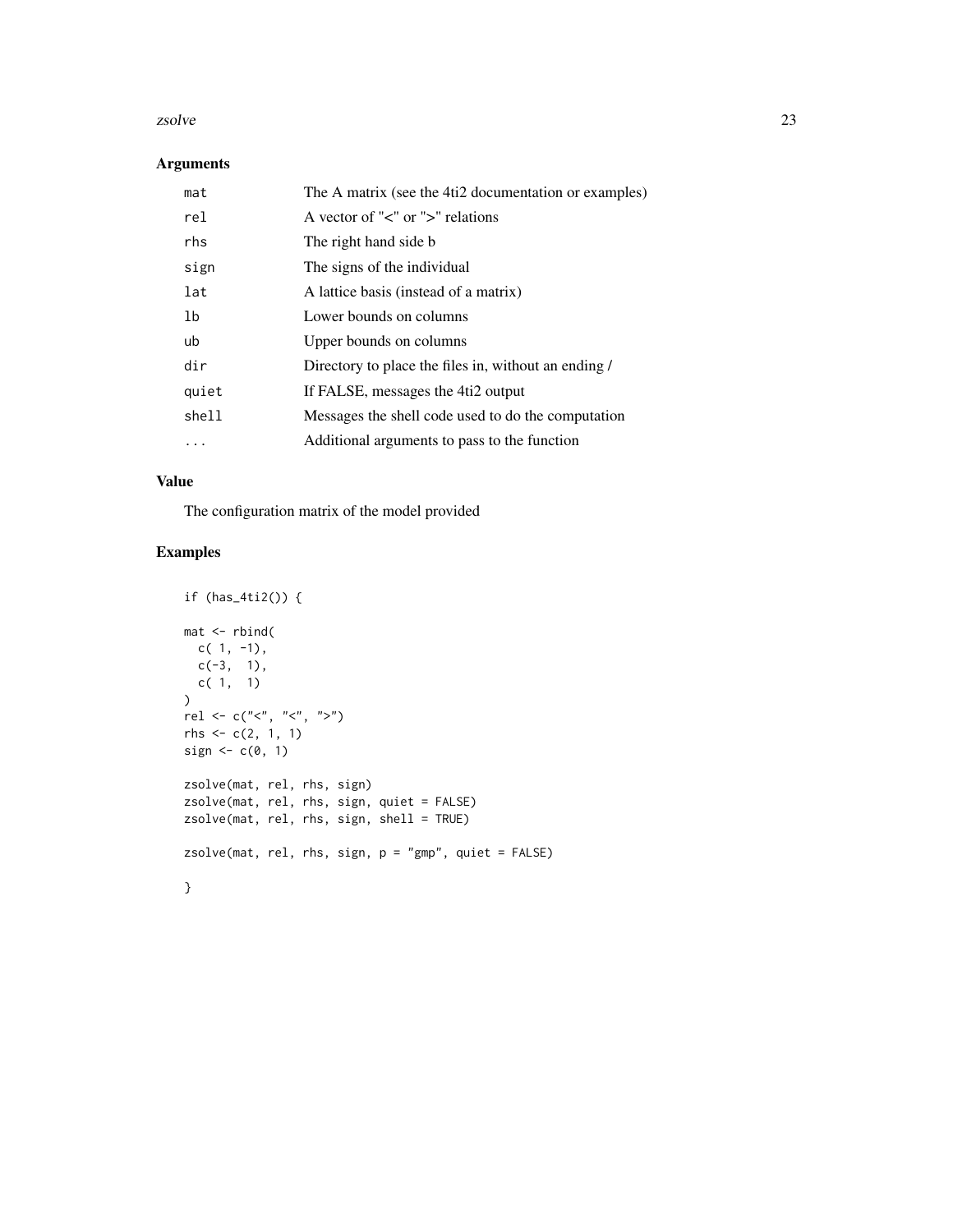## Arguments

| | |
|---|---|
| mat | The A matrix (see the 4ti2 documentation or examples) |
| rel | A vector of "<" or ">" relations |
| rhs | The right hand side b |
| sign | The signs of the individual |
| lat | A lattice basis (instead of a matrix) |
| lb | Lower bounds on columns |
| ub | Upper bounds on columns |
| dir | Directory to place the files in, without an ending / |
| quiet | If FALSE, messages the 4ti2 output |
| shell | Messages the shell code used to do the computation |
| ... | Additional arguments to pass to the function |

## Value

The configuration matrix of the model provided

## Examples

```
if (has_4ti2()) {

mat <- rbind(
  c( 1, -1),
  c(-3,  1),
  c( 1,  1)
)
rel <- c("<", "<", ">")
rhs <- c(2, 1, 1)
sign <- c(0, 1)

zsolve(mat, rel, rhs, sign)
zsolve(mat, rel, rhs, sign, quiet = FALSE)
zsolve(mat, rel, rhs, sign, shell = TRUE)

zsolve(mat, rel, rhs, sign, p = "gmp", quiet = FALSE)

}
```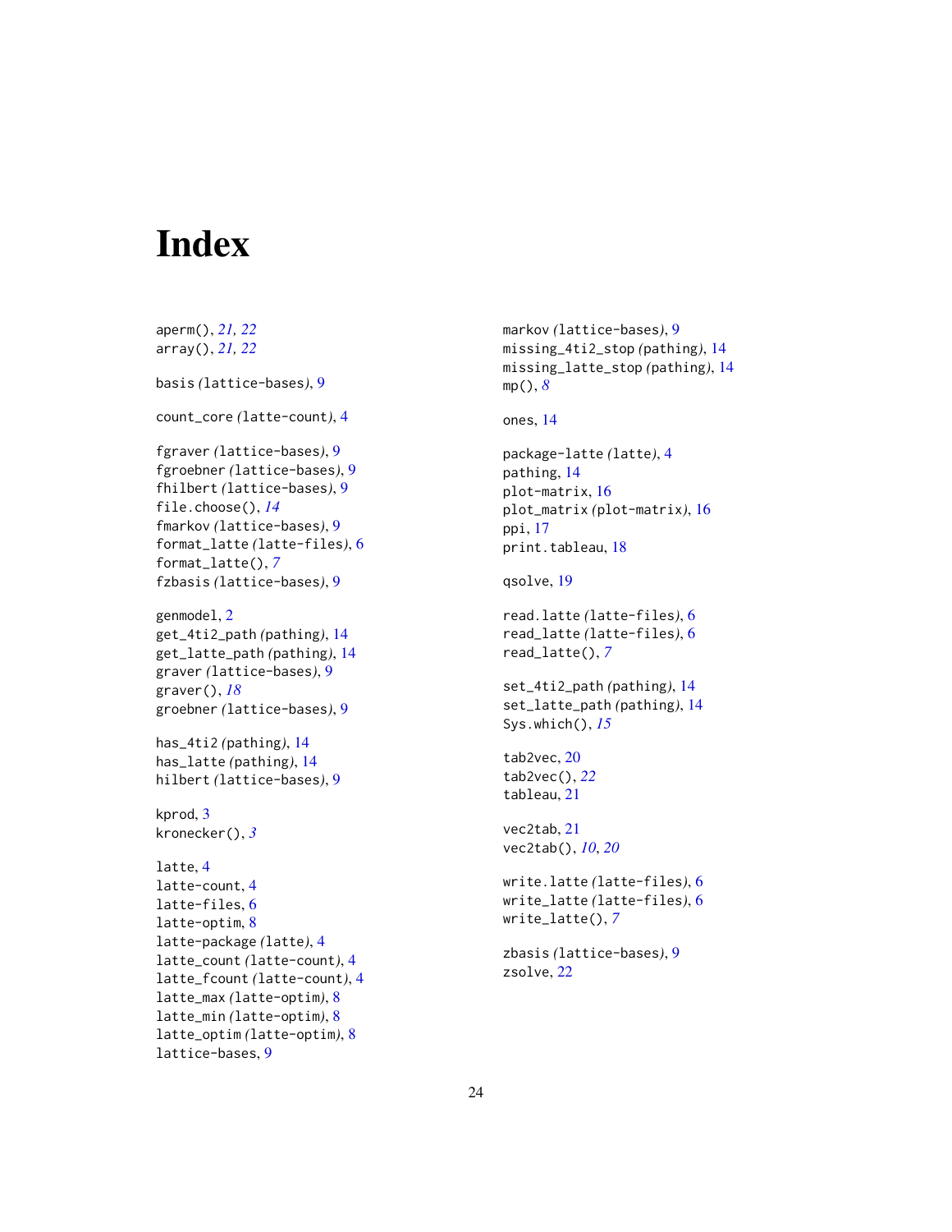# Index

aperm(), *21, 22*
array(), *21, 22*

basis (lattice-bases), 9

count_core (latte-count), 4

fgraver (lattice-bases), 9
fgroebner (lattice-bases), 9
fhilbert (lattice-bases), 9
file.choose(), *14*
fmarkov (lattice-bases), 9
format_latte (latte-files), 6
format_latte(), *7*
fzbasis (lattice-bases), 9

genmodel, 2
get_4ti2_path (pathing), 14
get_latte_path (pathing), 14
graver (lattice-bases), 9
graver(), *18*
groebner (lattice-bases), 9

has_4ti2 (pathing), 14
has_latte (pathing), 14
hilbert (lattice-bases), 9

kprod, 3
kronecker(), *3*

latte, 4
latte-count, 4
latte-files, 6
latte-optim, 8
latte-package (latte), 4
latte_count (latte-count), 4
latte_fcount (latte-count), 4
latte_max (latte-optim), 8
latte_min (latte-optim), 8
latte_optim (latte-optim), 8
lattice-bases, 9

markov (lattice-bases), 9
missing_4ti2_stop (pathing), 14
missing_latte_stop (pathing), 14
mp(), *8*

ones, 14

package-latte (latte), 4
pathing, 14
plot-matrix, 16
plot_matrix (plot-matrix), 16
ppi, 17
print.tableau, 18

qsolve, 19

read.latte (latte-files), 6
read_latte (latte-files), 6
read_latte(), *7*

set_4ti2_path (pathing), 14
set_latte_path (pathing), 14
Sys.which(), *15*

tab2vec, 20
tab2vec(), *22*
tableau, 21

vec2tab, 21
vec2tab(), *10*, *20*

write.latte (latte-files), 6
write_latte (latte-files), 6
write_latte(), *7*

zbasis (lattice-bases), 9
zsolve, 22